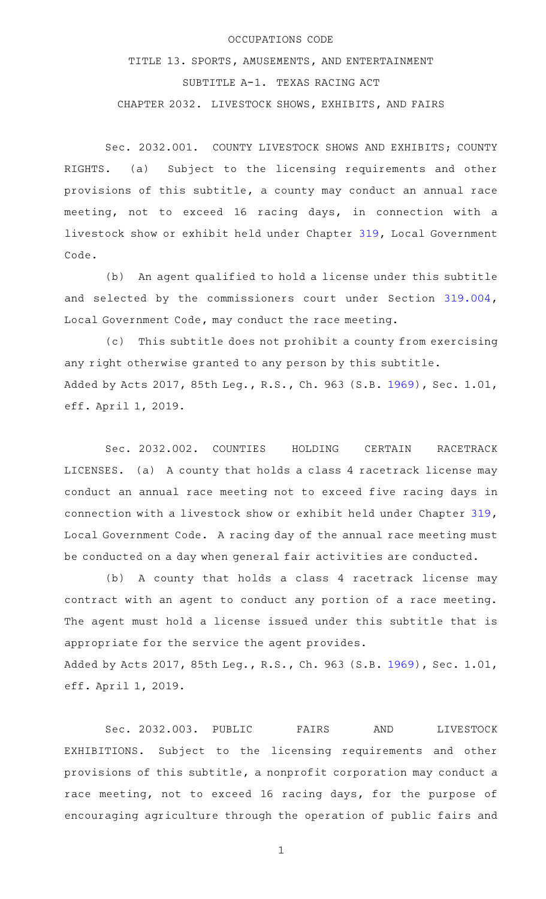OCCUPATIONS CODE

TITLE 13. SPORTS, AMUSEMENTS, AND ENTERTAINMENT

SUBTITLE A-1. TEXAS RACING ACT

CHAPTER 2032. LIVESTOCK SHOWS, EXHIBITS, AND FAIRS

Sec. 2032.001. COUNTY LIVESTOCK SHOWS AND EXHIBITS; COUNTY RIGHTS. (a) Subject to the licensing requirements and other provisions of this subtitle, a county may conduct an annual race meeting, not to exceed 16 racing days, in connection with a livestock show or exhibit held under Chapter 319, Local Government Code.

(b) An agent qualified to hold a license under this subtitle and selected by the commissioners court under Section 319.004, Local Government Code, may conduct the race meeting.

(c) This subtitle does not prohibit a county from exercising any right otherwise granted to any person by this subtitle.

Added by Acts 2017, 85th Leg., R.S., Ch. 963 (S.B. 1969), Sec. 1.01, eff. April 1, 2019.

Sec. 2032.002. COUNTIES HOLDING CERTAIN RACETRACK LICENSES. (a) A county that holds a class 4 racetrack license may conduct an annual race meeting not to exceed five racing days in connection with a livestock show or exhibit held under Chapter 319, Local Government Code. A racing day of the annual race meeting must be conducted on a day when general fair activities are conducted.

(b) A county that holds a class 4 racetrack license may contract with an agent to conduct any portion of a race meeting. The agent must hold a license issued under this subtitle that is appropriate for the service the agent provides.

Added by Acts 2017, 85th Leg., R.S., Ch. 963 (S.B. 1969), Sec. 1.01, eff. April 1, 2019.

Sec. 2032.003. PUBLIC FAIRS AND LIVESTOCK EXHIBITIONS. Subject to the licensing requirements and other provisions of this subtitle, a nonprofit corporation may conduct a race meeting, not to exceed 16 racing days, for the purpose of encouraging agriculture through the operation of public fairs and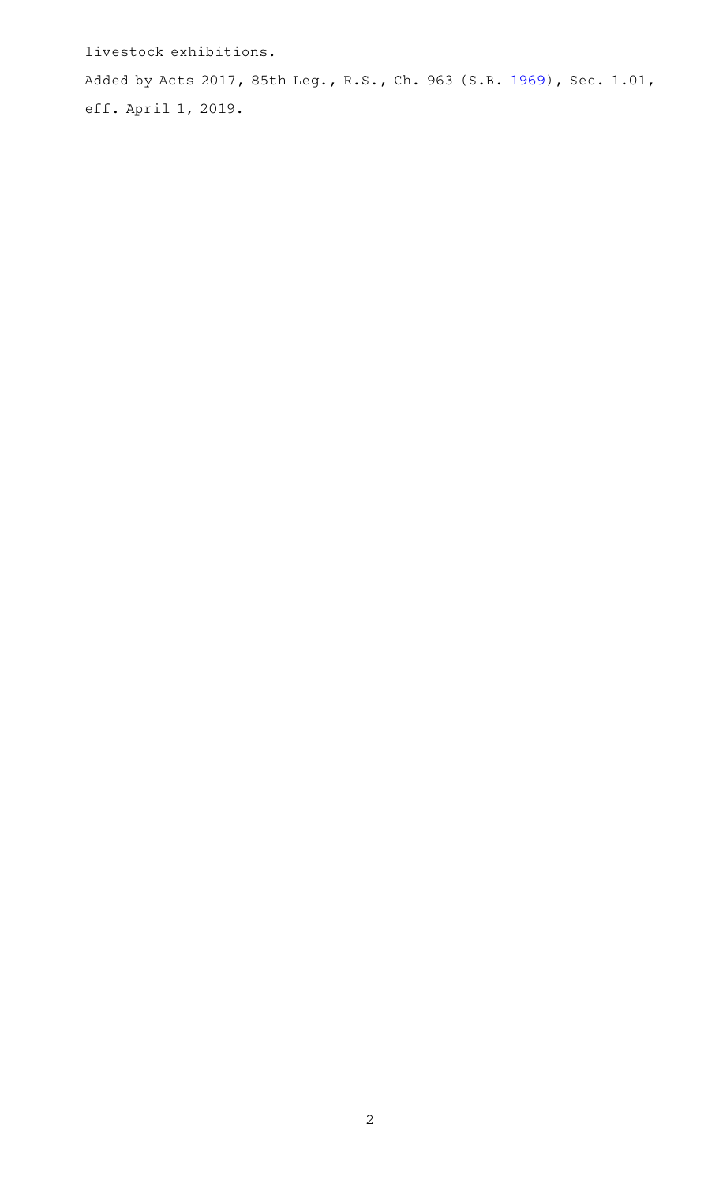livestock exhibitions.

Added by Acts 2017, 85th Leg., R.S., Ch. 963 (S.B. 1969), Sec. 1.01, eff. April 1, 2019.